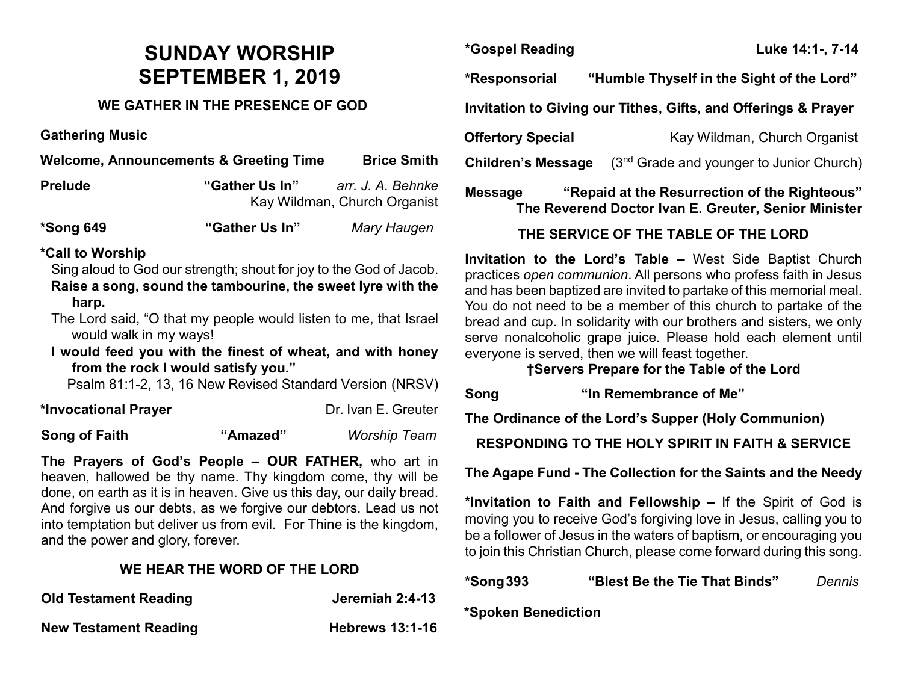# SUNDAY WORSHIP
# SEPTEMBER 1, 2019

## WE GATHER IN THE PRESENCE OF GOD

**Gathering Music**

**Welcome, Announcements & Greeting Time** — **Brice Smith**

**Prelude** — **"Gather Us In"** *arr. J. A. Behnke*
Kay Wildman, Church Organist

**\*Song 649** — **"Gather Us In"** *Mary Haugen*

**\*Call to Worship**

Sing aloud to God our strength; shout for joy to the God of Jacob.

**Raise a song, sound the tambourine, the sweet lyre with the harp.**

The Lord said, "O that my people would listen to me, that Israel would walk in my ways!

**I would feed you with the finest of wheat, and with honey from the rock I would satisfy you."**

Psalm 81:1-2, 13, 16 New Revised Standard Version (NRSV)

**\*Invocational Prayer** — Dr. Ivan E. Greuter

**Song of Faith** — **"Amazed"** *Worship Team*

**The Prayers of God's People – OUR FATHER,** who art in heaven, hallowed be thy name. Thy kingdom come, thy will be done, on earth as it is in heaven. Give us this day, our daily bread. And forgive us our debts, as we forgive our debtors. Lead us not into temptation but deliver us from evil. For Thine is the kingdom, and the power and glory, forever.

## WE HEAR THE WORD OF THE LORD

**Old Testament Reading** — **Jeremiah 2:4-13**

**New Testament Reading** — **Hebrews 13:1-16**

**\*Gospel Reading** — **Luke 14:1-, 7-14**

**\*Responsorial** — **"Humble Thyself in the Sight of the Lord"**

**Invitation to Giving our Tithes, Gifts, and Offerings & Prayer**

**Offertory Special** — Kay Wildman, Church Organist

**Children's Message** — (3rd Grade and younger to Junior Church)

**Message** — **"Repaid at the Resurrection of the Righteous"**
**The Reverend Doctor Ivan E. Greuter, Senior Minister**

## THE SERVICE OF THE TABLE OF THE LORD

**Invitation to the Lord's Table –** West Side Baptist Church practices *open communion*. All persons who profess faith in Jesus and has been baptized are invited to partake of this memorial meal. You do not need to be a member of this church to partake of the bread and cup. In solidarity with our brothers and sisters, we only serve nonalcoholic grape juice. Please hold each element until everyone is served, then we will feast together.

**†Servers Prepare for the Table of the Lord**

**Song** — **"In Remembrance of Me"**

**The Ordinance of the Lord's Supper (Holy Communion)**

## RESPONDING TO THE HOLY SPIRIT IN FAITH & SERVICE

**The Agape Fund - The Collection for the Saints and the Needy**

**\*Invitation to Faith and Fellowship –** If the Spirit of God is moving you to receive God's forgiving love in Jesus, calling you to be a follower of Jesus in the waters of baptism, or encouraging you to join this Christian Church, please come forward during this song.

**\*Song 393** — **"Blest Be the Tie That Binds"** *Dennis*

**\*Spoken Benediction**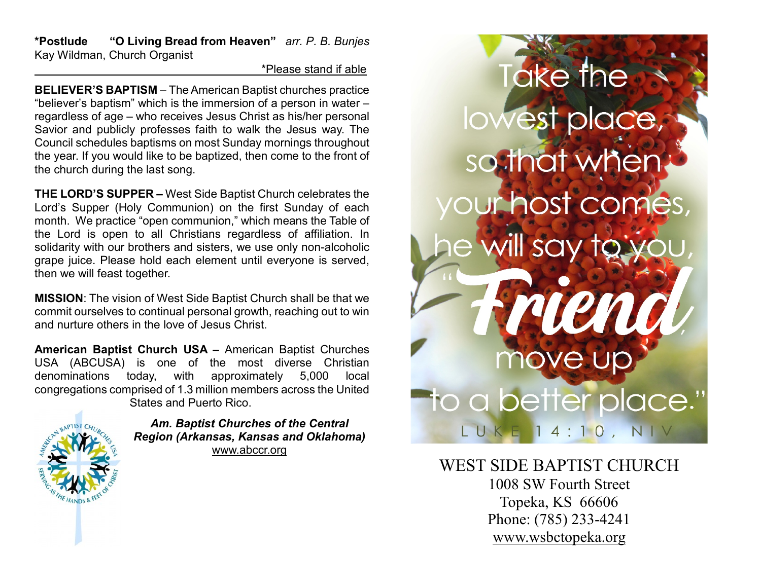**\*Postlude** **"O Living Bread from Heaven"** *arr. P. B. Bunjes*
Kay Wildman, Church Organist

\*Please stand if able

---

**BELIEVER'S BAPTISM** – The American Baptist churches practice "believer's baptism" which is the immersion of a person in water – regardless of age – who receives Jesus Christ as his/her personal Savior and publicly professes faith to walk the Jesus way. The Council schedules baptisms on most Sunday mornings throughout the year. If you would like to be baptized, then come to the front of the church during the last song.

**THE LORD'S SUPPER –** West Side Baptist Church celebrates the Lord's Supper (Holy Communion) on the first Sunday of each month. We practice "open communion," which means the Table of the Lord is open to all Christians regardless of affiliation. In solidarity with our brothers and sisters, we use only non-alcoholic grape juice. Please hold each element until everyone is served, then we will feast together.

**MISSION**: The vision of West Side Baptist Church shall be that we commit ourselves to continual personal growth, reaching out to win and nurture others in the love of Jesus Christ.

**American Baptist Church USA –** American Baptist Churches USA (ABCUSA) is one of the most diverse Christian denominations today, with approximately 5,000 local congregations comprised of 1.3 million members across the United States and Puerto Rico.

***Am. Baptist Churches of the Central Region (Arkansas, Kansas and Oklahoma)***
www.abccr.org

Take the lowest place, so that when your host comes, he will say to you, "Friend, move up to a better place."
LUKE 14:10, NIV

WEST SIDE BAPTIST CHURCH
1008 SW Fourth Street
Topeka, KS 66606
Phone: (785) 233-4241
www.wsbctopeka.org